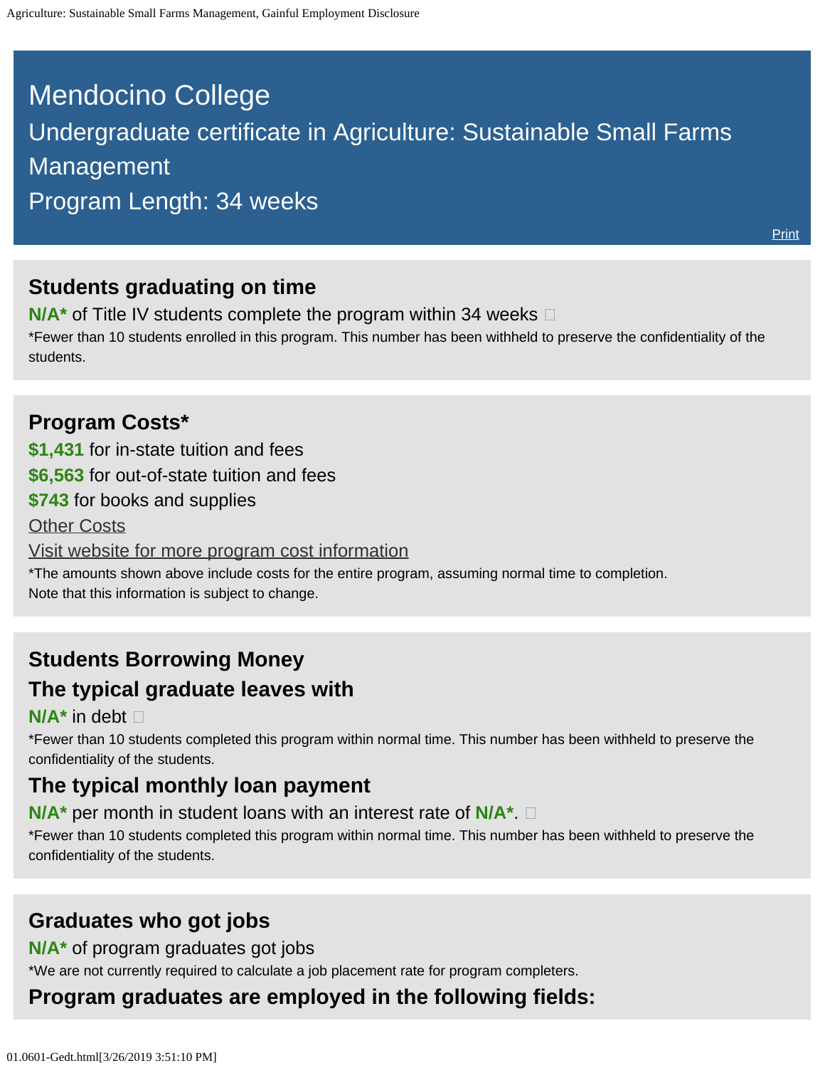# Mendocino College

## Undergraduate certificate in Agriculture: Sustainable Small Farms Management

## Program Length: 34 weeks

Print

### Students graduating on time

**N/A*** of Title IV students complete the program within 34 weeks

*Fewer than 10 students enrolled in this program. This number has been withheld to preserve the confidentiality of the students.

### Program Costs*

**$1,431** for in-state tuition and fees

**$6,563** for out-of-state tuition and fees

**$743** for books and supplies

Other Costs

Visit website for more program cost information

*The amounts shown above include costs for the entire program, assuming normal time to completion. Note that this information is subject to change.

### Students Borrowing Money

### The typical graduate leaves with

**N/A*** in debt

*Fewer than 10 students completed this program within normal time. This number has been withheld to preserve the confidentiality of the students.

### The typical monthly loan payment

**N/A*** per month in student loans with an interest rate of **N/A***.

*Fewer than 10 students completed this program within normal time. This number has been withheld to preserve the confidentiality of the students.

### Graduates who got jobs

**N/A*** of program graduates got jobs

*We are not currently required to calculate a job placement rate for program completers.

### Program graduates are employed in the following fields: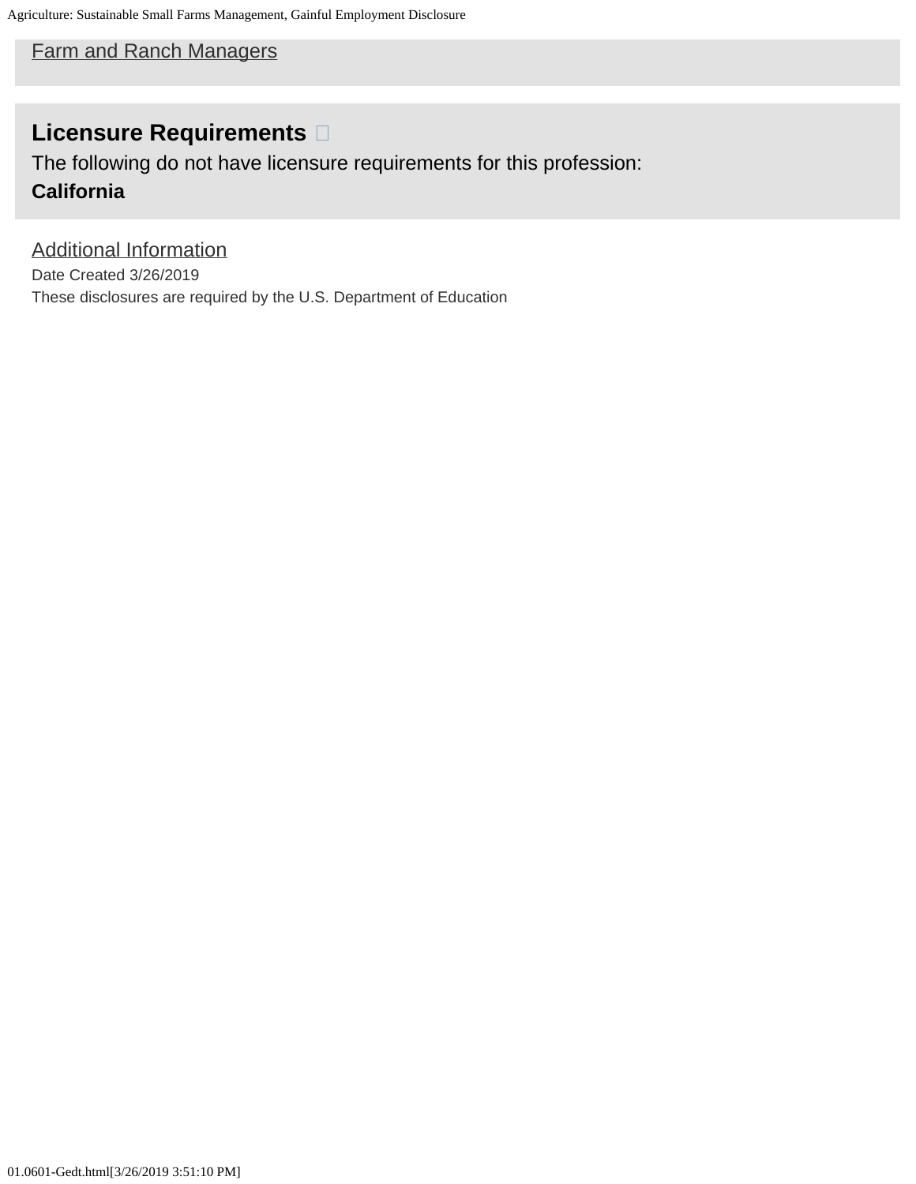Farm and Ranch Managers

## Licensure Requirements

The following do not have licensure requirements for this profession:

**California**

Additional Information

Date Created 3/26/2019

These disclosures are required by the U.S. Department of Education